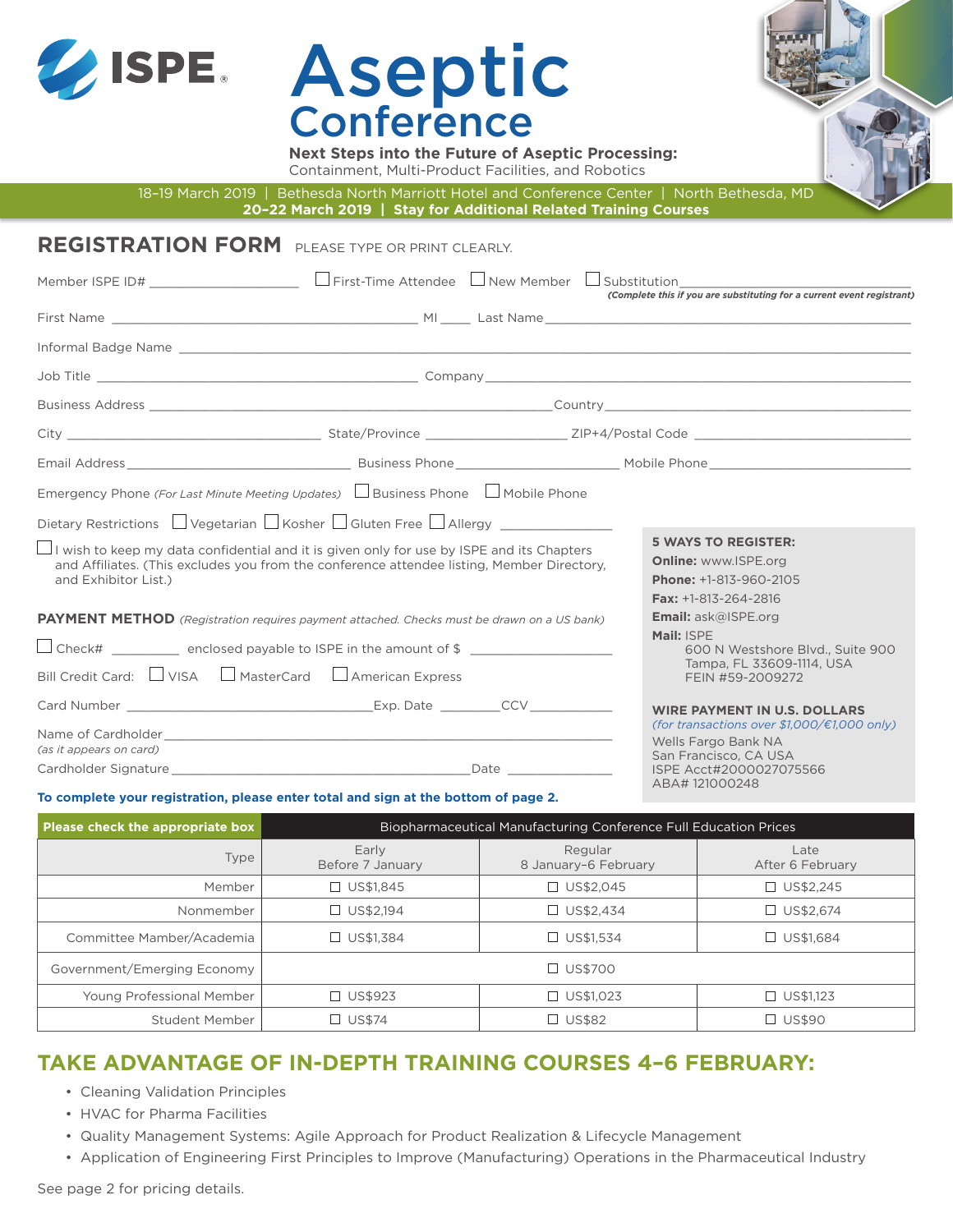ISPE

# Aseptic Conference

**Next Steps into the Future of Aseptic Processing:**
Containment, Multi-Product Facilities, and Robotics

18–19 March 2019 | Bethesda North Marriott Hotel and Conference Center | North Bethesda, MD
**20–22 March 2019 | Stay for Additional Related Training Courses**

## REGISTRATION FORM

PLEASE TYPE OR PRINT CLEARLY.

Member ISPE ID# ____________ ☐ First-Time Attendee ☐ New Member ☐ Substitution ____________
*(Complete this if you are substituting for a current event registrant)*

First Name ____________ MI ____ Last Name ____________

Informal Badge Name ____________

Job Title ____________ Company ____________

Business Address ____________ Country ____________

City ____________ State/Province ____________ ZIP+4/Postal Code ____________

Email Address ____________ Business Phone ____________ Mobile Phone ____________

Emergency Phone *(For Last Minute Meeting Updates)* ☐ Business Phone ☐ Mobile Phone

Dietary Restrictions ☐ Vegetarian ☐ Kosher ☐ Gluten Free ☐ Allergy ____________

☐ I wish to keep my data confidential and it is given only for use by ISPE and its Chapters and Affiliates. (This excludes you from the conference attendee listing, Member Directory, and Exhibitor List.)

**PAYMENT METHOD** *(Registration requires payment attached. Checks must be drawn on a US bank)*

☐ Check# ________ enclosed payable to ISPE in the amount of $ ____________

Bill Credit Card: ☐ VISA ☐ MasterCard ☐ American Express

Card Number ____________ Exp. Date ________ CCV ________

Name of Cardholder ____________
*(as it appears on card)*

Cardholder Signature ____________ Date ____________

**5 WAYS TO REGISTER:**

**Online:** www.ISPE.org
**Phone:** +1-813-960-2105
**Fax:** +1-813-264-2816
**Email:** ask@ISPE.org
**Mail:** ISPE
600 N Westshore Blvd., Suite 900
Tampa, FL 33609-1114, USA
FEIN #59-2009272

**WIRE PAYMENT IN U.S. DOLLARS**
*(for transactions over $1,000/€1,000 only)*
Wells Fargo Bank NA
San Francisco, CA USA
ISPE Acct#2000027075566
ABA# 121000248

**To complete your registration, please enter total and sign at the bottom of page 2.**

| Please check the appropriate box | Biopharmaceutical Manufacturing Conference Full Education Prices | | |
|---|---|---|---|
| Type | Early<br>Before 7 January | Regular<br>8 January–6 February | Late<br>After 6 February |
| Member | ☐ US$1,845 | ☐ US$2,045 | ☐ US$2,245 |
| Nonmember | ☐ US$2,194 | ☐ US$2,434 | ☐ US$2,674 |
| Committee Member/Academia | ☐ US$1,384 | ☐ US$1,534 | ☐ US$1,684 |
| Government/Emerging Economy | | ☐ US$700 | |
| Young Professional Member | ☐ US$923 | ☐ US$1,023 | ☐ US$1,123 |
| Student Member | ☐ US$74 | ☐ US$82 | ☐ US$90 |

## TAKE ADVANTAGE OF IN-DEPTH TRAINING COURSES 4–6 FEBRUARY:

- Cleaning Validation Principles
- HVAC for Pharma Facilities
- Quality Management Systems: Agile Approach for Product Realization & Lifecycle Management
- Application of Engineering First Principles to Improve (Manufacturing) Operations in the Pharmaceutical Industry

See page 2 for pricing details.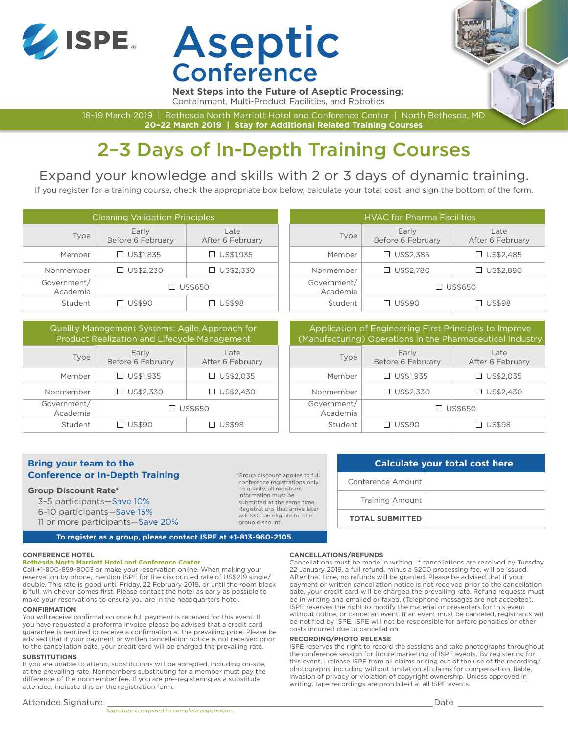# Aseptic Conference

**Next Steps into the Future of Aseptic Processing:**
Containment, Multi-Product Facilities, and Robotics

18–19 March 2019 | Bethesda North Marriott Hotel and Conference Center | North Bethesda, MD
**20–22 March 2019 | Stay for Additional Related Training Courses**

## 2–3 Days of In-Depth Training Courses

### Expand your knowledge and skills with 2 or 3 days of dynamic training.

If you register for a training course, check the appropriate box below, calculate your total cost, and sign the bottom of the form.

| Cleaning Validation Principles | | |
|---|---|---|
| Type | Early Before 6 February | Late After 6 February |
| Member | ☐ US$1,835 | ☐ US$1,935 |
| Nonmember | ☐ US$2,230 | ☐ US$2,330 |
| Government/ Academia | ☐ US$650 | |
| Student | ☐ US$90 | ☐ US$98 |

| HVAC for Pharma Facilities | | |
|---|---|---|
| Type | Early Before 6 February | Late After 6 February |
| Member | ☐ US$2,385 | ☐ US$2,485 |
| Nonmember | ☐ US$2,780 | ☐ US$2,880 |
| Government/ Academia | ☐ US$650 | |
| Student | ☐ US$90 | ☐ US$98 |

| Quality Management Systems: Agile Approach for Product Realization and Lifecycle Management | | |
|---|---|---|
| Type | Early Before 6 February | Late After 6 February |
| Member | ☐ US$1,935 | ☐ US$2,035 |
| Nonmember | ☐ US$2,330 | ☐ US$2,430 |
| Government/ Academia | ☐ US$650 | |
| Student | ☐ US$90 | ☐ US$98 |

| Application of Engineering First Principles to Improve (Manufacturing) Operations in the Pharmaceutical Industry | | |
|---|---|---|
| Type | Early Before 6 February | Late After 6 February |
| Member | ☐ US$1,935 | ☐ US$2,035 |
| Nonmember | ☐ US$2,330 | ☐ US$2,430 |
| Government/ Academia | ☐ US$650 | |
| Student | ☐ US$90 | ☐ US$98 |

### Bring your team to the Conference or In-Depth Training

**Group Discount Rate***

- 3–5 participants—Save 10%
- 6–10 participants—Save 15%
- 11 or more participants—Save 20%

*Group discount applies to full conference registrations only. To qualify, all registrant information must be submitted at the same time. Registrations that arrive later will NOT be eligible for the group discount.

**To register as a group, please contact ISPE at +1-813-960-2105.**

| Calculate your total cost here | |
|---|---|
| Conference Amount | |
| Training Amount | |
| **TOTAL SUBMITTED** | |

**CONFERENCE HOTEL**

**Bethesda North Marriott Hotel and Conference Center**

Call +1-800-859-8003 or make your reservation online. When making your reservation by phone, mention ISPE for the discounted rate of US$219 single/double. This rate is good until Friday, 22 February 2019, or until the room block is full, whichever comes first. Please contact the hotel as early as possible to make your reservations to ensure you are in the headquarters hotel.

**CONFIRMATION**

You will receive confirmation once full payment is received for this event. If you have requested a proforma invoice please be advised that a credit card guarantee is required to receive a confirmation at the prevailing price. Please be advised that if your payment or written cancellation notice is not received prior to the cancellation date, your credit card will be charged the prevailing rate.

**SUBSTITUTIONS**

If you are unable to attend, substitutions will be accepted, including on-site, at the prevailing rate. Nonmembers substituting for a member must pay the difference of the nonmember fee. If you are pre-registering as a substitute attendee, indicate this on the registration form.

**CANCELLATIONS/REFUNDS**

Cancellations must be made in writing. If cancellations are received by Tuesday, 22 January 2019, a full refund, minus a $200 processing fee, will be issued. After that time, no refunds will be granted. Please be advised that if your payment or written cancellation notice is not received prior to the cancellation date, your credit card will be charged the prevailing rate. Refund requests must be in writing and emailed or faxed. (Telephone messages are not accepted). ISPE reserves the right to modify the material or presenters for this event without notice, or cancel an event. If an event must be canceled, registrants will be notified by ISPE. ISPE will not be responsible for airfare penalties or other costs incurred due to cancellation.

**RECORDING/PHOTO RELEASE**

ISPE reserves the right to record the sessions and take photographs throughout the conference session for future marketing of ISPE events. By registering for this event, I release ISPE from all claims arising out of the use of the recording/photographs, including without limitation all claims for compensation, liable, invasion of privacy or violation of copyright ownership. Unless approved in writing, tape recordings are prohibited at all ISPE events.

Attendee Signature ______________________________ Date ______________

*Signature is required to complete registration.*